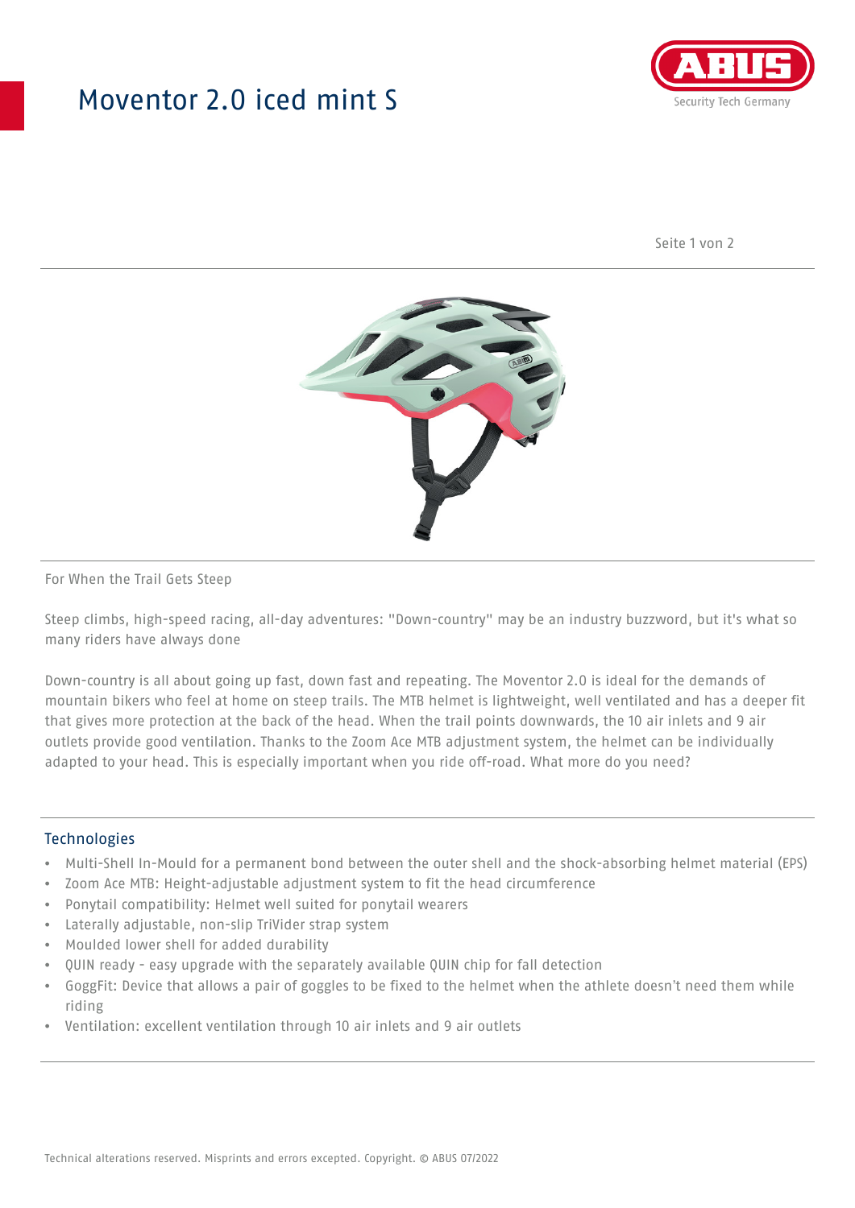# Moventor 2.0 iced mint S

For When the Trail Gets Steep

Steep climbs, high-speed racing, all-day adventures: "Down-country" may be an industry buzzword, but it's what so many riders have always done

Down-country is all about going up fast, down fast and repeating. The Moventor 2.0 is ideal for the demands of mountain bikers who feel at home on steep trails. The MTB helmet is lightweight, well ventilated and has a deeper fit that gives more protection at the back of the head. When the trail points downwards, the 10 air inlets and 9 air outlets provide good ventilation. Thanks to the Zoom Ace MTB adjustment system, the helmet can be individually adapted to your head. This is especially important when you ride off-road. What more do you need?

## Technologies

- Multi-Shell In-Mould for a permanent bond between the outer shell and the shock-absorbing helmet material (EPS)
- Zoom Ace MTB: Height-adjustable adjustment system to fit the head circumference
- Ponytail compatibility: Helmet well suited for ponytail wearers
- Laterally adjustable, non-slip TriVider strap system
- Moulded lower shell for added durability
- QUIN ready - easy upgrade with the separately available QUIN chip for fall detection
- GoggFit: Device that allows a pair of goggles to be fixed to the helmet when the athlete doesn't need them while riding
- Ventilation: excellent ventilation through 10 air inlets and 9 air outlets

Technical alterations reserved. Misprints and errors excepted. Copyright. © ABUS 07/2022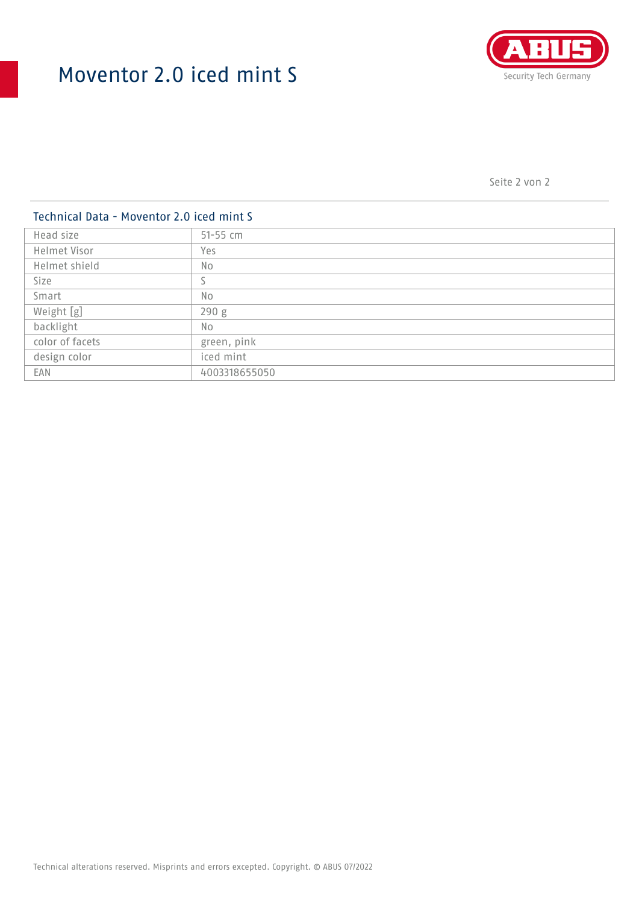# Moventor 2.0 iced mint S

## Technical Data - Moventor 2.0 iced mint S

| | |
|---|---|
| Head size | 51-55 cm |
| Helmet Visor | Yes |
| Helmet shield | No |
| Size | S |
| Smart | No |
| Weight [g] | 290 g |
| backlight | No |
| color of facets | green, pink |
| design color | iced mint |
| EAN | 4003318655050 |

Technical alterations reserved. Misprints and errors excepted. Copyright. © ABUS 07/2022